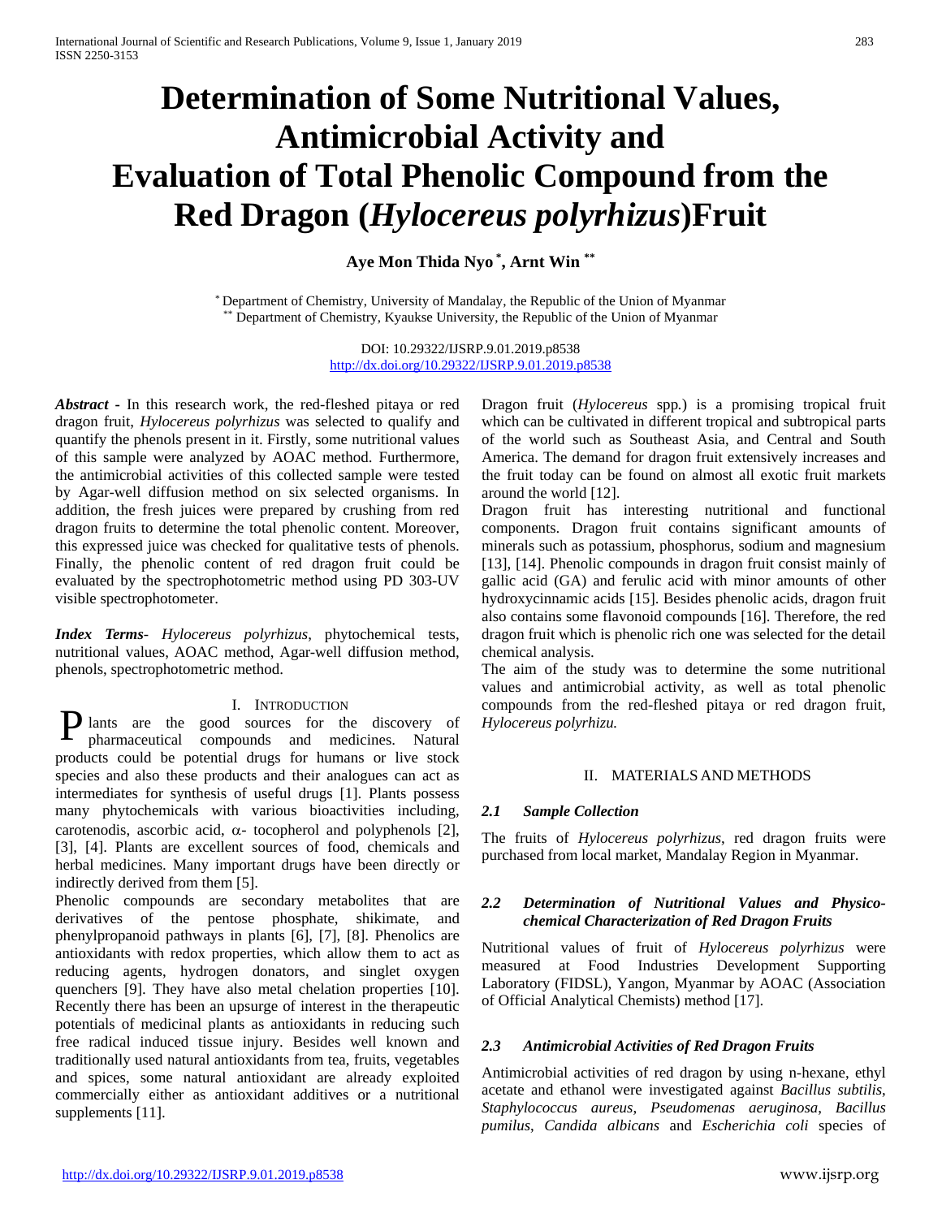# Determination of Some Nutritional Values, Antimicrobial Activity and Evaluation of Total Phenolic Compound from the Red Dragon (*Hylocereus polyrhizus*)Fruit

**Aye Mon Thida Nyo [*], Arnt Win [**]**

[*] Department of Chemistry, University of Mandalay, the Republic of the Union of Myanmar
[**] Department of Chemistry, Kyaukse University, the Republic of the Union of Myanmar

DOI: 10.29322/IJSRP.9.01.2019.p8538
http://dx.doi.org/10.29322/IJSRP.9.01.2019.p8538

***Abstract*** **-** In this research work, the red-fleshed pitaya or red dragon fruit, *Hylocereus polyrhizus* was selected to qualify and quantify the phenols present in it. Firstly, some nutritional values of this sample were analyzed by AOAC method. Furthermore, the antimicrobial activities of this collected sample were tested by Agar-well diffusion method on six selected organisms. In addition, the fresh juices were prepared by crushing from red dragon fruits to determine the total phenolic content. Moreover, this expressed juice was checked for qualitative tests of phenols. Finally, the phenolic content of red dragon fruit could be evaluated by the spectrophotometric method using PD 303-UV visible spectrophotometer.

***Index Terms***- *Hylocereus polyrhizus*, phytochemical tests, nutritional values, AOAC method, Agar-well diffusion method, phenols, spectrophotometric method.

## I. Introduction

Plants are the good sources for the discovery of pharmaceutical compounds and medicines. Natural products could be potential drugs for humans or live stock species and also these products and their analogues can act as intermediates for synthesis of useful drugs [1]. Plants possess many phytochemicals with various bioactivities including, carotenodis, ascorbic acid, $\alpha$- tocopherol and polyphenols [2], [3], [4]. Plants are excellent sources of food, chemicals and herbal medicines. Many important drugs have been directly or indirectly derived from them [5].

Phenolic compounds are secondary metabolites that are derivatives of the pentose phosphate, shikimate, and phenylpropanoid pathways in plants [6], [7], [8]. Phenolics are antioxidants with redox properties, which allow them to act as reducing agents, hydrogen donators, and singlet oxygen quenchers [9]. They have also metal chelation properties [10]. Recently there has been an upsurge of interest in the therapeutic potentials of medicinal plants as antioxidants in reducing such free radical induced tissue injury. Besides well known and traditionally used natural antioxidants from tea, fruits, vegetables and spices, some natural antioxidant are already exploited commercially either as antioxidant additives or a nutritional supplements [11].

Dragon fruit (*Hylocereus* spp.) is a promising tropical fruit which can be cultivated in different tropical and subtropical parts of the world such as Southeast Asia, and Central and South America. The demand for dragon fruit extensively increases and the fruit today can be found on almost all exotic fruit markets around the world [12].

Dragon fruit has interesting nutritional and functional components. Dragon fruit contains significant amounts of minerals such as potassium, phosphorus, sodium and magnesium [13], [14]. Phenolic compounds in dragon fruit consist mainly of gallic acid (GA) and ferulic acid with minor amounts of other hydroxycinnamic acids [15]. Besides phenolic acids, dragon fruit also contains some flavonoid compounds [16]. Therefore, the red dragon fruit which is phenolic rich one was selected for the detail chemical analysis.

The aim of the study was to determine the some nutritional values and antimicrobial activity, as well as total phenolic compounds from the red-fleshed pitaya or red dragon fruit, *Hylocereus polyrhizu.*

## II. Materials and Methods

### *2.1 Sample Collection*

The fruits of *Hylocereus polyrhizus*, red dragon fruits were purchased from local market, Mandalay Region in Myanmar.

### *2.2 Determination of Nutritional Values and Physico-chemical Characterization of Red Dragon Fruits*

Nutritional values of fruit of *Hylocereus polyrhizus* were measured at Food Industries Development Supporting Laboratory (FIDSL), Yangon, Myanmar by AOAC (Association of Official Analytical Chemists) method [17].

### *2.3 Antimicrobial Activities of Red Dragon Fruits*

Antimicrobial activities of red dragon by using n-hexane, ethyl acetate and ethanol were investigated against *Bacillus subtilis*, *Staphylococcus aureus*, *Pseudomenas aeruginosa*, *Bacillus pumilus*, *Candida albicans* and *Escherichia coli* species of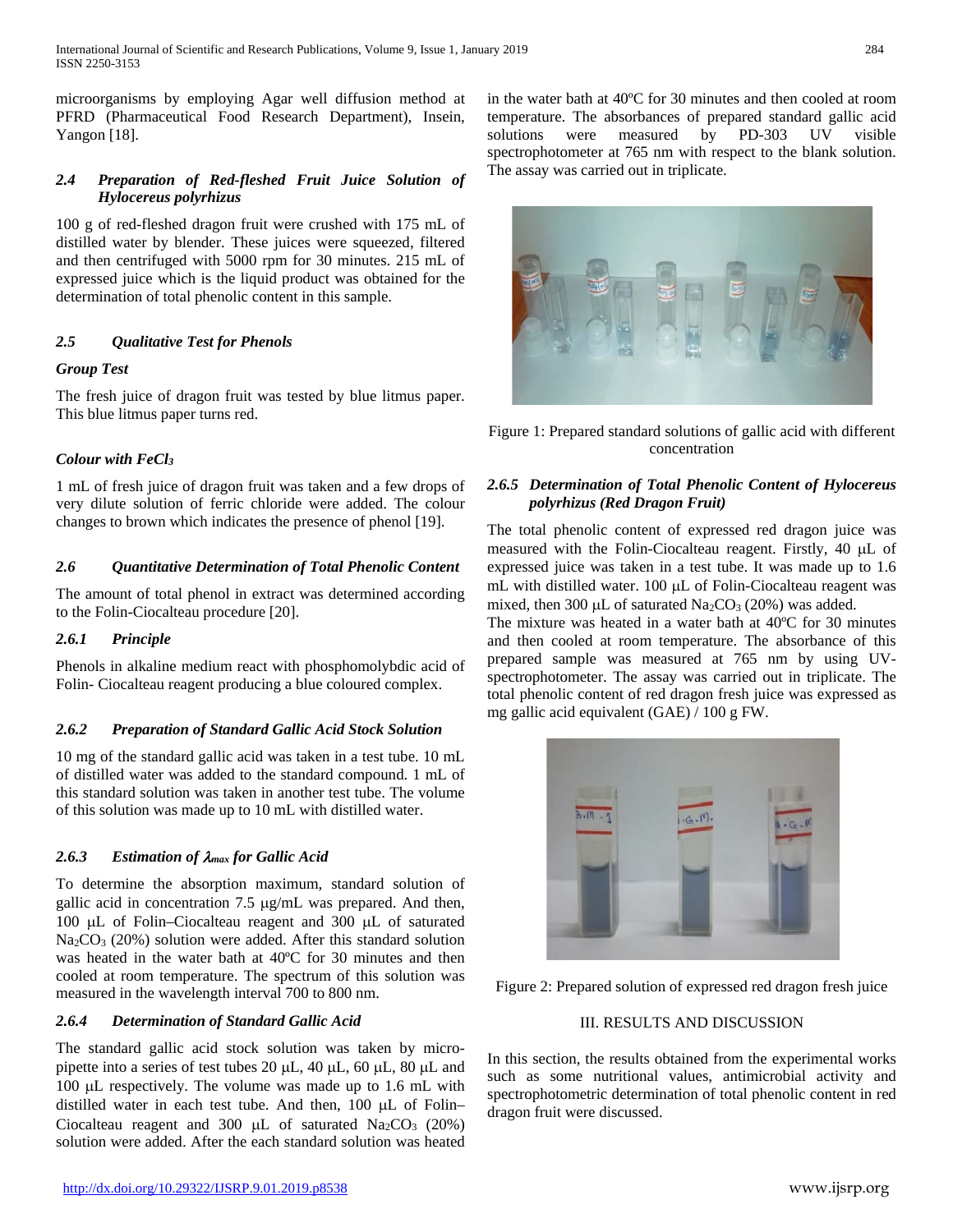microorganisms by employing Agar well diffusion method at PFRD (Pharmaceutical Food Research Department), Insein, Yangon [18].

### 2.4 Preparation of Red-fleshed Fruit Juice Solution of *Hylocereus polyrhizus*

100 g of red-fleshed dragon fruit were crushed with 175 mL of distilled water by blender. These juices were squeezed, filtered and then centrifuged with 5000 rpm for 30 minutes. 215 mL of expressed juice which is the liquid product was obtained for the determination of total phenolic content in this sample.

### 2.5 Qualitative Test for Phenols

***Group Test***

The fresh juice of dragon fruit was tested by blue litmus paper. This blue litmus paper turns red.

***Colour with $FeCl_3$***

1 mL of fresh juice of dragon fruit was taken and a few drops of very dilute solution of ferric chloride were added. The colour changes to brown which indicates the presence of phenol [19].

### 2.6 Quantitative Determination of Total Phenolic Content

The amount of total phenol in extract was determined according to the Folin-Ciocalteau procedure [20].

#### 2.6.1 Principle

Phenols in alkaline medium react with phosphomolybdic acid of Folin- Ciocalteau reagent producing a blue coloured complex.

#### 2.6.2 Preparation of Standard Gallic Acid Stock Solution

10 mg of the standard gallic acid was taken in a test tube. 10 mL of distilled water was added to the standard compound. 1 mL of this standard solution was taken in another test tube. The volume of this solution was made up to 10 mL with distilled water.

#### 2.6.3 Estimation of $\lambda_{max}$ for Gallic Acid

To determine the absorption maximum, standard solution of gallic acid in concentration 7.5 μg/mL was prepared. And then, 100 μL of Folin–Ciocalteau reagent and 300 μL of saturated $Na_2CO_3$ (20%) solution were added. After this standard solution was heated in the water bath at 40ºC for 30 minutes and then cooled at room temperature. The spectrum of this solution was measured in the wavelength interval 700 to 800 nm.

#### 2.6.4 Determination of Standard Gallic Acid

The standard gallic acid stock solution was taken by micro-pipette into a series of test tubes 20 μL, 40 μL, 60 μL, 80 μL and 100 μL respectively. The volume was made up to 1.6 mL with distilled water in each test tube. And then, 100 μL of Folin–Ciocalteau reagent and 300 μL of saturated $Na_2CO_3$ (20%) solution were added. After the each standard solution was heated in the water bath at 40ºC for 30 minutes and then cooled at room temperature. The absorbances of prepared standard gallic acid solutions were measured by PD-303 UV visible spectrophotometer at 765 nm with respect to the blank solution. The assay was carried out in triplicate.

Figure 1: Prepared standard solutions of gallic acid with different concentration

#### 2.6.5 Determination of Total Phenolic Content of *Hylocereus polyrhizus* (Red Dragon Fruit)

The total phenolic content of expressed red dragon juice was measured with the Folin-Ciocalteau reagent. Firstly, 40 μL of expressed juice was taken in a test tube. It was made up to 1.6 mL with distilled water. 100 μL of Folin-Ciocalteau reagent was mixed, then 300 μL of saturated $Na_2CO_3$ (20%) was added.

The mixture was heated in a water bath at 40ºC for 30 minutes and then cooled at room temperature. The absorbance of this prepared sample was measured at 765 nm by using UV-spectrophotometer. The assay was carried out in triplicate. The total phenolic content of red dragon fresh juice was expressed as mg gallic acid equivalent (GAE) / 100 g FW.

Figure 2: Prepared solution of expressed red dragon fresh juice

## III. RESULTS AND DISCUSSION

In this section, the results obtained from the experimental works such as some nutritional values, antimicrobial activity and spectrophotometric determination of total phenolic content in red dragon fruit were discussed.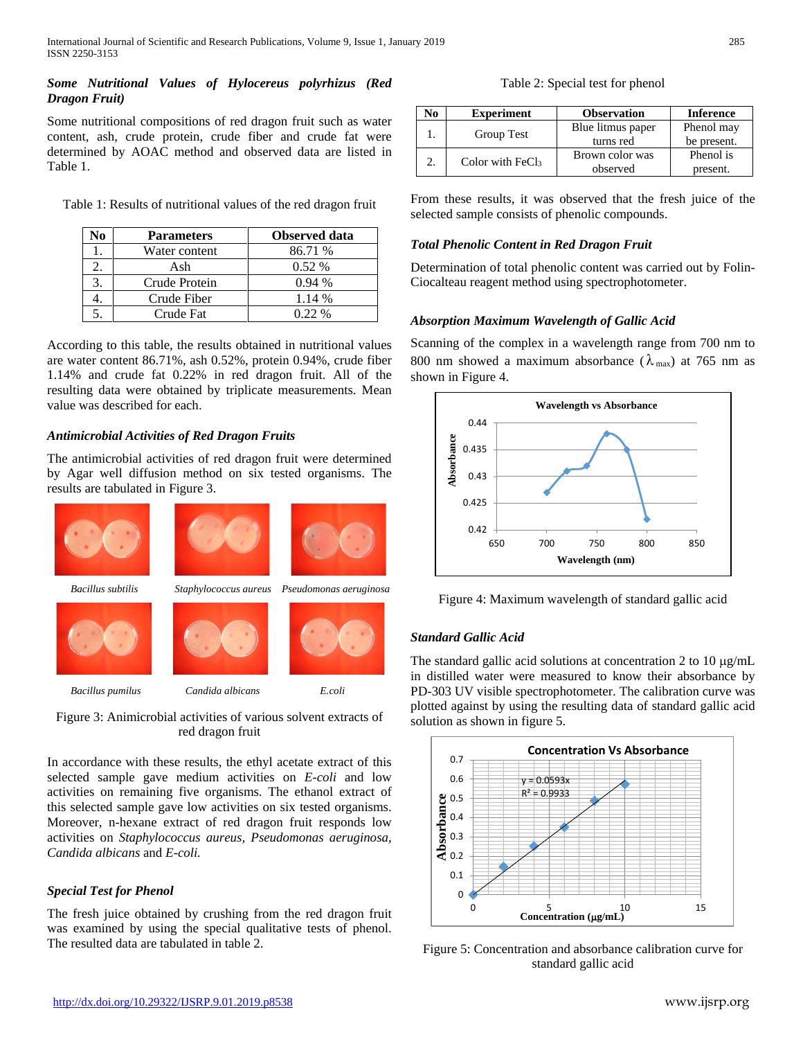### *Some Nutritional Values of Hylocereus polyrhizus (Red Dragon Fruit)*

Some nutritional compositions of red dragon fruit such as water content, ash, crude protein, crude fiber and crude fat were determined by AOAC method and observed data are listed in Table 1.

Table 1: Results of nutritional values of the red dragon fruit

| No | Parameters | Observed data |
|---|---|---|
| 1. | Water content | 86.71 % |
| 2. | Ash | 0.52 % |
| 3. | Crude Protein | 0.94 % |
| 4. | Crude Fiber | 1.14 % |
| 5. | Crude Fat | 0.22 % |

According to this table, the results obtained in nutritional values are water content 86.71%, ash 0.52%, protein 0.94%, crude fiber 1.14% and crude fat 0.22% in red dragon fruit. All of the resulting data were obtained by triplicate measurements. Mean value was described for each.

### *Antimicrobial Activities of Red Dragon Fruits*

The antimicrobial activities of red dragon fruit were determined by Agar well diffusion method on six tested organisms. The results are tabulated in Figure 3.

*Bacillus subtilis* *Staphylococcus aureus* *Pseudomonas aeruginosa*

*Bacillus pumilus* *Candida albicans* *E.coli*

Figure 3: Animicrobial activities of various solvent extracts of red dragon fruit

In accordance with these results, the ethyl acetate extract of this selected sample gave medium activities on *E-coli* and low activities on remaining five organisms. The ethanol extract of this selected sample gave low activities on six tested organisms. Moreover, n-hexane extract of red dragon fruit responds low activities on *Staphylococcus aureus, Pseudomonas aeruginosa, Candida albicans* and *E-coli.*

### *Special Test for Phenol*

The fresh juice obtained by crushing from the red dragon fruit was examined by using the special qualitative tests of phenol. The resulted data are tabulated in table 2.

Table 2: Special test for phenol

| No | Experiment | Observation | Inference |
|---|---|---|---|
| 1. | Group Test | Blue litmus paper turns red | Phenol may be present. |
| 2. | Color with $FeCl_3$ | Brown color was observed | Phenol is present. |

From these results, it was observed that the fresh juice of the selected sample consists of phenolic compounds.

### *Total Phenolic Content in Red Dragon Fruit*

Determination of total phenolic content was carried out by Folin-Ciocalteau reagent method using spectrophotometer.

### *Absorption Maximum Wavelength of Gallic Acid*

Scanning of the complex in a wavelength range from 700 nm to 800 nm showed a maximum absorbance ($\lambda_{max}$) at 765 nm as shown in Figure 4.

Figure 4: Maximum wavelength of standard gallic acid

### *Standard Gallic Acid*

The standard gallic acid solutions at concentration 2 to 10 µg/mL in distilled water were measured to know their absorbance by PD-303 UV visible spectrophotometer. The calibration curve was plotted against by using the resulting data of standard gallic acid solution as shown in figure 5.

Figure 5: Concentration and absorbance calibration curve for standard gallic acid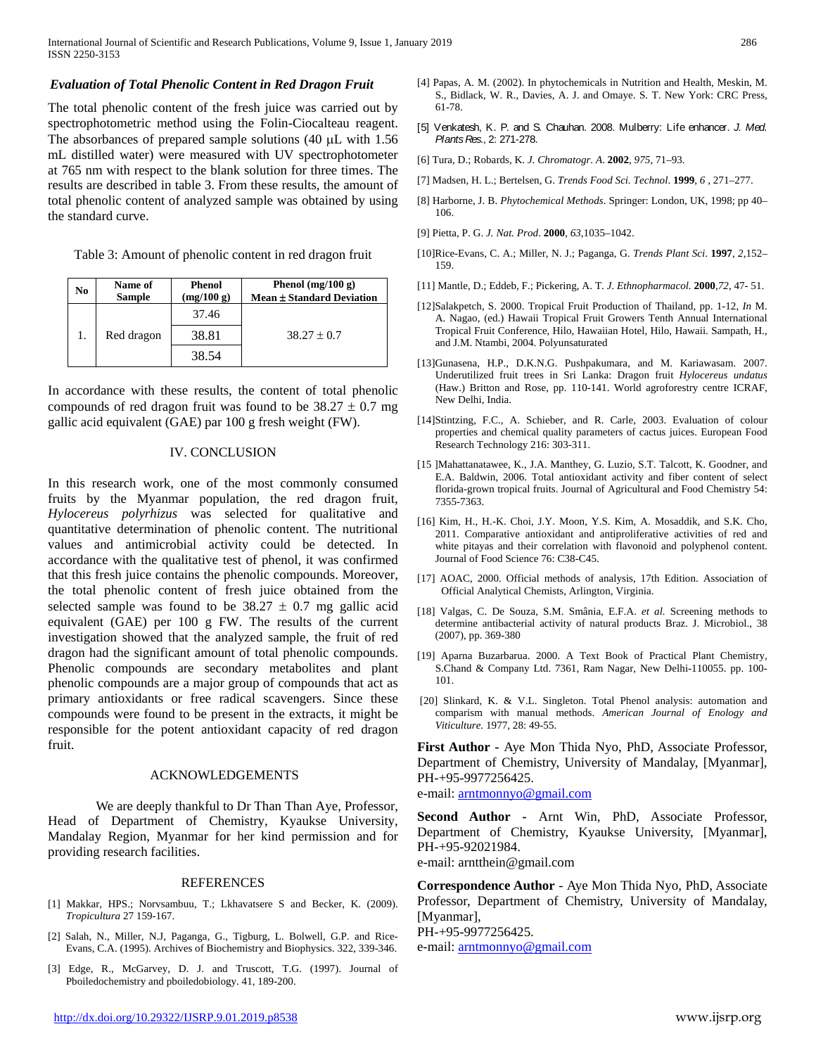### *Evaluation of Total Phenolic Content in Red Dragon Fruit*

The total phenolic content of the fresh juice was carried out by spectrophotometric method using the Folin-Ciocalteau reagent. The absorbances of prepared sample solutions (40 µL with 1.56 mL distilled water) were measured with UV spectrophotometer at 765 nm with respect to the blank solution for three times. The results are described in table 3. From these results, the amount of total phenolic content of analyzed sample was obtained by using the standard curve.

Table 3: Amount of phenolic content in red dragon fruit

| No | Name of Sample | Phenol (mg/100 g) | Phenol (mg/100 g) Mean ± Standard Deviation |
|---|---|---|---|
| 1. | Red dragon | 37.46 | $38.27 \pm 0.7$ |
| | | 38.81 | |
| | | 38.54 | |

In accordance with these results, the content of total phenolic compounds of red dragon fruit was found to be $38.27 \pm 0.7$ mg gallic acid equivalent (GAE) par 100 g fresh weight (FW).

## IV. CONCLUSION

In this research work, one of the most commonly consumed fruits by the Myanmar population, the red dragon fruit, *Hylocereus polyrhizus* was selected for qualitative and quantitative determination of phenolic content. The nutritional values and antimicrobial activity could be detected. In accordance with the qualitative test of phenol, it was confirmed that this fresh juice contains the phenolic compounds. Moreover, the total phenolic content of fresh juice obtained from the selected sample was found to be $38.27 \pm 0.7$ mg gallic acid equivalent (GAE) per 100 g FW. The results of the current investigation showed that the analyzed sample, the fruit of red dragon had the significant amount of total phenolic compounds. Phenolic compounds are secondary metabolites and plant phenolic compounds are a major group of compounds that act as primary antioxidants or free radical scavengers. Since these compounds were found to be present in the extracts, it might be responsible for the potent antioxidant capacity of red dragon fruit.

## ACKNOWLEDGEMENTS

We are deeply thankful to Dr Than Than Aye, Professor, Head of Department of Chemistry, Kyaukse University, Mandalay Region, Myanmar for her kind permission and for providing research facilities.

## REFERENCES

[1] Makkar, HPS.; Norvsambuu, T.; Lkhavatsere S and Becker, K. (2009). *Tropicultura* 27 159-167.

[2] Salah, N., Miller, N.J, Paganga, G., Tigburg, L. Bolwell, G.P. and Rice-Evans, C.A. (1995). Archives of Biochemistry and Biophysics. 322, 339-346.

[3] Edge, R., McGarvey, D. J. and Truscott, T.G. (1997). Journal of Pboiledochemistry and pboiledobiology. 41, 189-200.

[4] Papas, A. M. (2002). In phytochemicals in Nutrition and Health, Meskin, M. S., Bidlack, W. R., Davies, A. J. and Omaye. S. T. New York: CRC Press, 61-78.

[5] Venkatesh, K. P. and S. Chauhan. 2008. Mulberry: Life enhancer. *J. Med. Plants Res.*, 2: 271-278.

[6] Tura, D.; Robards, K. *J. Chromatogr. A*. **2002**, *975*, 71–93.

[7] Madsen, H. L.; Bertelsen, G. *Trends Food Sci. Technol*. **1999**, *6* , 271–277.

[8] Harborne, J. B. *Phytochemical Methods*. Springer: London, UK, 1998; pp 40–106.

[9] Pietta, P. G. *J. Nat. Prod*. **2000**, *63*,1035–1042.

[10]Rice-Evans, C. A.; Miller, N. J.; Paganga, G. *Trends Plant Sci.* **1997**, *2*,152–159.

[11] Mantle, D.; Eddeb, F.; Pickering, A. T. *J. Ethnopharmacol.* **2000**,*72*, 47- 51.

[12]Salakpetch, S. 2000. Tropical Fruit Production of Thailand, pp. 1-12, *In* M. A. Nagao, (ed.) Hawaii Tropical Fruit Growers Tenth Annual International Tropical Fruit Conference, Hilo, Hawaiian Hotel, Hilo, Hawaii. Sampath, H., and J.M. Ntambi, 2004. Polyunsaturated

[13]Gunasena, H.P., D.K.N.G. Pushpakumara, and M. Kariawasam. 2007. Underutilized fruit trees in Sri Lanka: Dragon fruit *Hylocereus undatus* (Haw.) Britton and Rose, pp. 110-141. World agroforestry centre ICRAF, New Delhi, India.

[14]Stintzing, F.C., A. Schieber, and R. Carle, 2003. Evaluation of colour properties and chemical quality parameters of cactus juices. European Food Research Technology 216: 303-311.

[15 ]Mahattanatawee, K., J.A. Manthey, G. Luzio, S.T. Talcott, K. Goodner, and E.A. Baldwin, 2006. Total antioxidant activity and fiber content of select florida-grown tropical fruits. Journal of Agricultural and Food Chemistry 54: 7355-7363.

[16] Kim, H., H.-K. Choi, J.Y. Moon, Y.S. Kim, A. Mosaddik, and S.K. Cho, 2011. Comparative antioxidant and antiproliferative activities of red and white pitayas and their correlation with flavonoid and polyphenol content. Journal of Food Science 76: C38-C45.

[17] AOAC, 2000. Official methods of analysis, 17th Edition. Association of Official Analytical Chemists, Arlington, Virginia.

[18] Valgas, C. De Souza, S.M. Smânia, E.F.A. *et al.* Screening methods to determine antibacterial activity of natural products Braz. J. Microbiol., 38 (2007), pp. 369-380

[19] Aparna Buzarbarua. 2000. A Text Book of Practical Plant Chemistry, S.Chand & Company Ltd. 7361, Ram Nagar, New Delhi-110055. pp. 100-101.

[20] Slinkard, K. & V.L. Singleton. Total Phenol analysis: automation and comparism with manual methods. *American Journal of Enology and Viticulture.* 1977, 28: 49-55.

**First Author** - Aye Mon Thida Nyo, PhD, Associate Professor, Department of Chemistry, University of Mandalay, [Myanmar], PH-+95-9977256425.
e-mail: arntmonnyo@gmail.com

**Second Author** - Arnt Win, PhD, Associate Professor, Department of Chemistry, Kyaukse University, [Myanmar], PH-+95-92021984.
e-mail: arntthein@gmail.com

**Correspondence Author** - Aye Mon Thida Nyo, PhD, Associate Professor, Department of Chemistry, University of Mandalay, [Myanmar],
PH-+95-9977256425.
e-mail: arntmonnyo@gmail.com